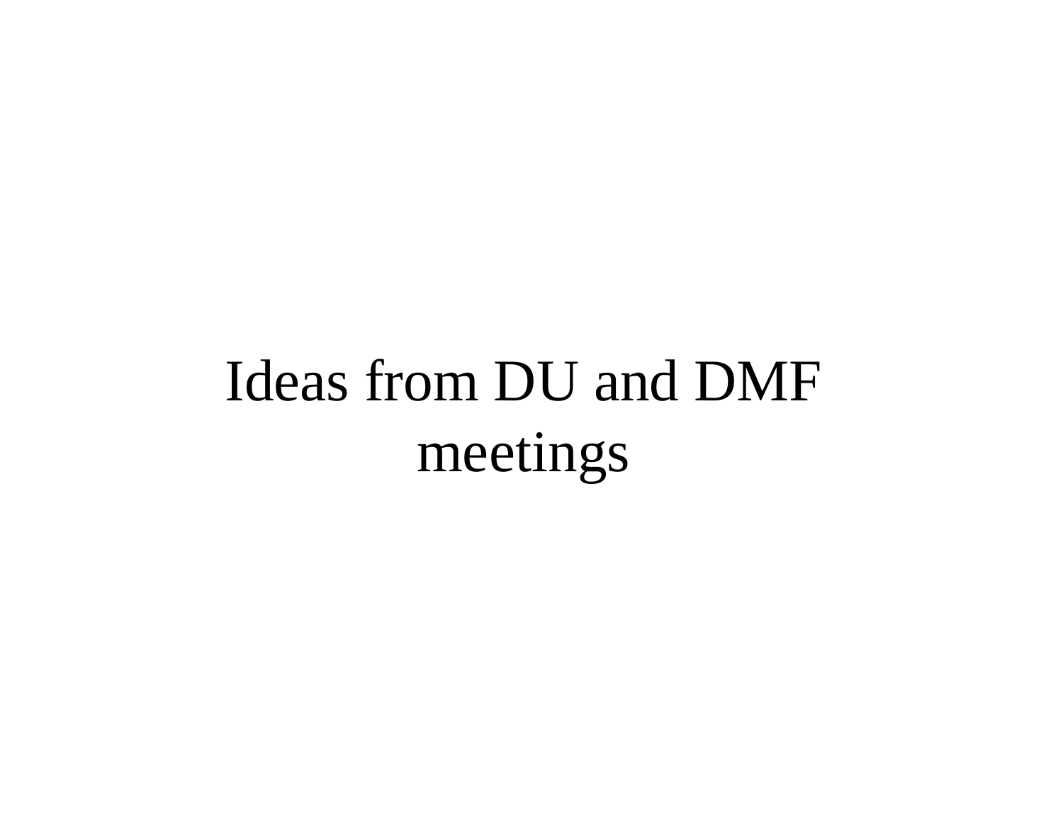# Ideas from DU and DMF meetings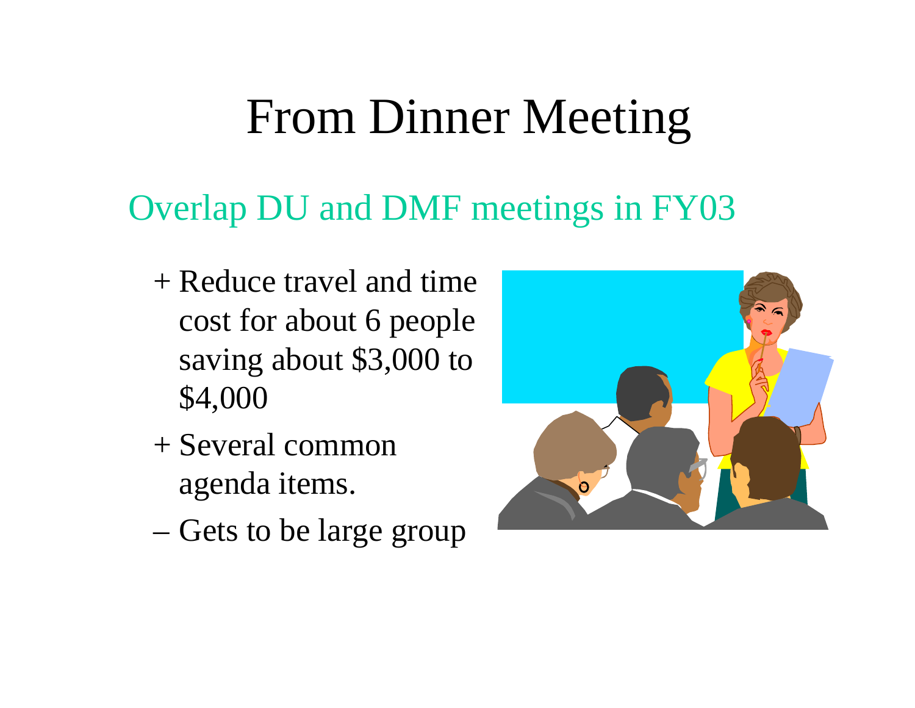# From Dinner Meeting

## Overlap DU and DMF meetings in FY03

+ Reduce travel and time cost for about 6 people saving about $3,000 to $4,000
+ Several common agenda items.
– Gets to be large group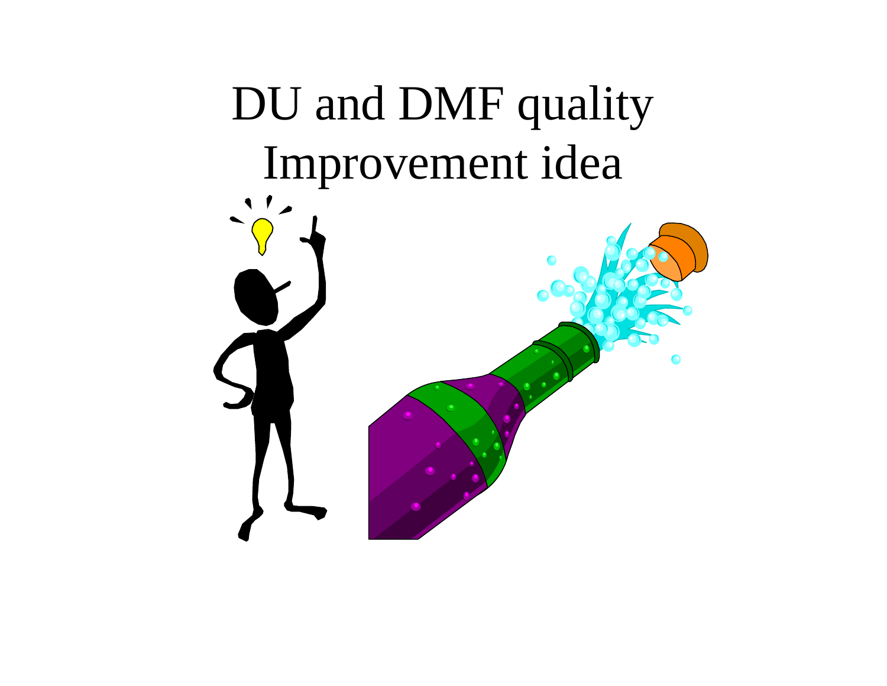# DU and DMF quality Improvement idea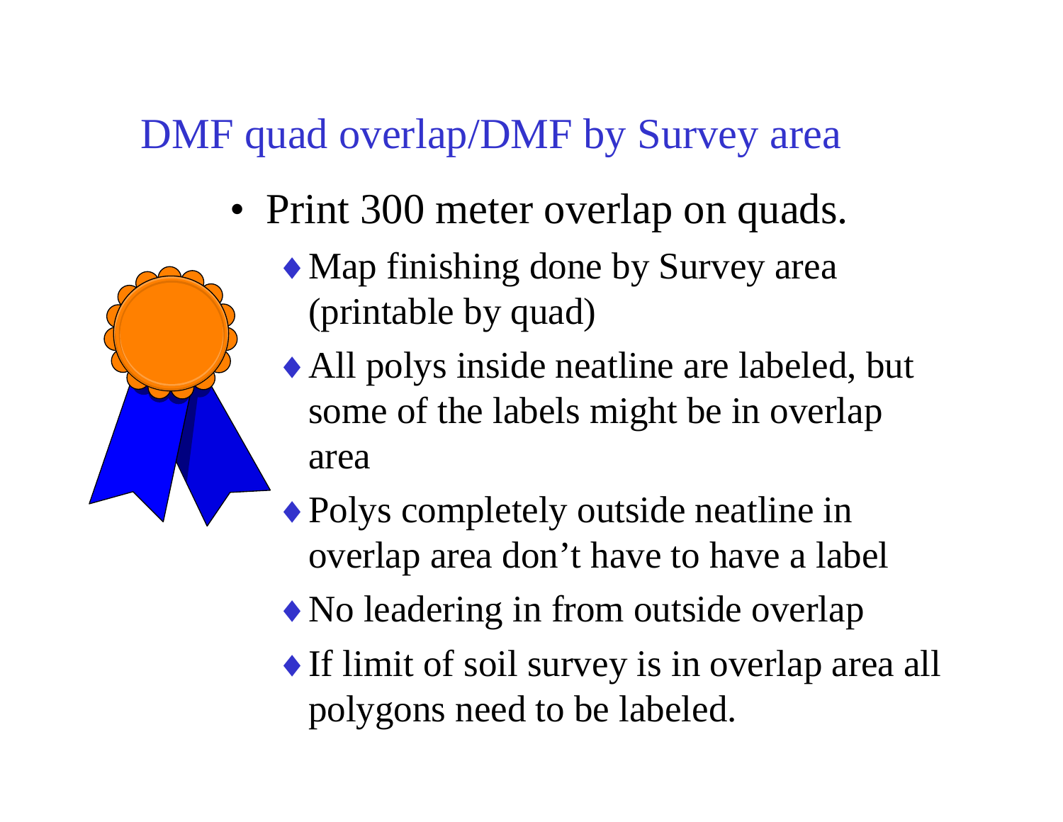# DMF quad overlap/DMF by Survey area

- Print 300 meter overlap on quads.
  - Map finishing done by Survey area (printable by quad)
  - All polys inside neatline are labeled, but some of the labels might be in overlap area
  - Polys completely outside neatline in overlap area don't have to have a label
  - No leadering in from outside overlap
  - If limit of soil survey is in overlap area all polygons need to be labeled.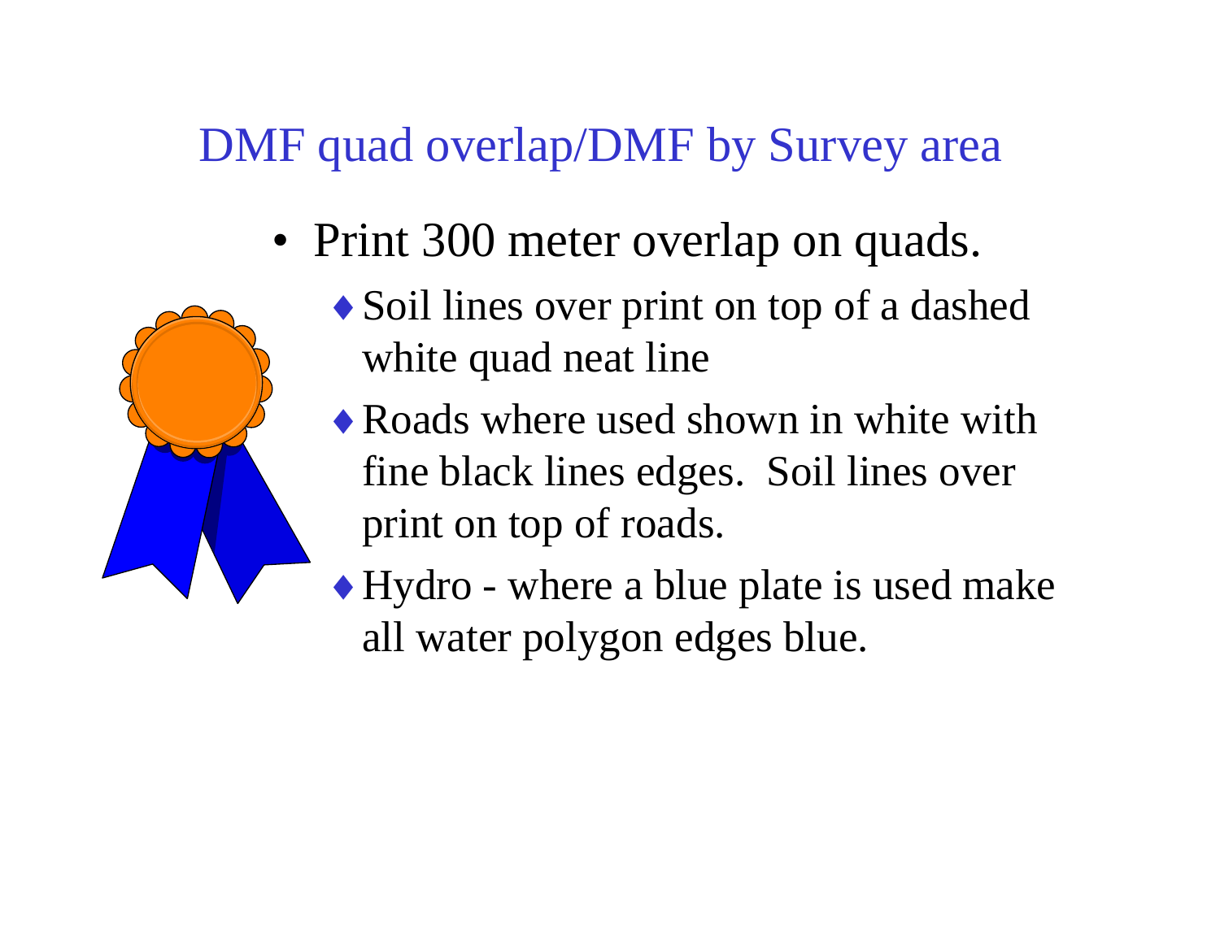# DMF quad overlap/DMF by Survey area

- Print 300 meter overlap on quads.
  - Soil lines over print on top of a dashed white quad neat line
  - Roads where used shown in white with fine black lines edges.  Soil lines over print on top of roads.
  - Hydro - where a blue plate is used make all water polygon edges blue.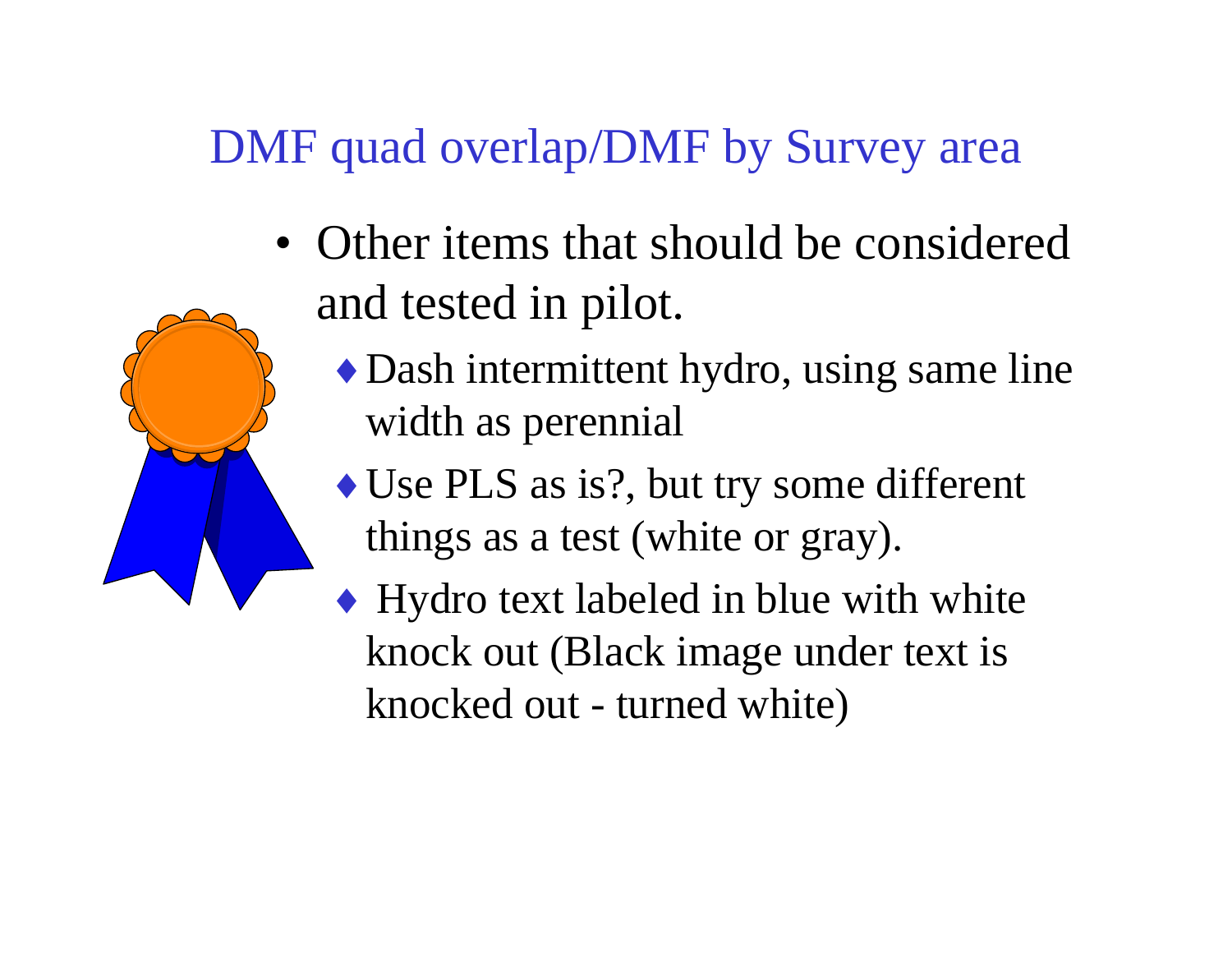# DMF quad overlap/DMF by Survey area

- Other items that should be considered and tested in pilot.
  - Dash intermittent hydro, using same line width as perennial
  - Use PLS as is?, but try some different things as a test (white or gray).
  - Hydro text labeled in blue with white knock out (Black image under text is knocked out - turned white)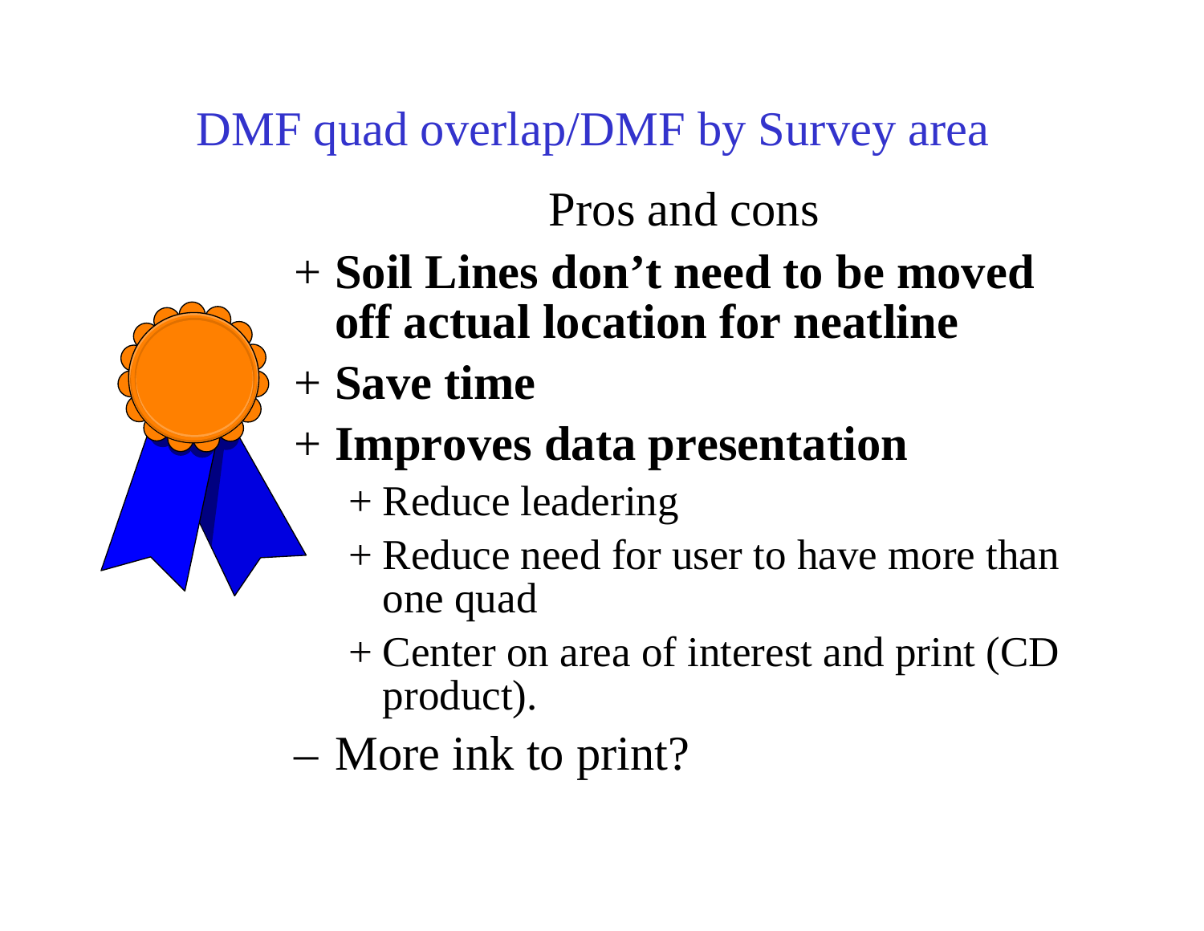# DMF quad overlap/DMF by Survey area

## Pros and cons

- + **Soil Lines don't need to be moved off actual location for neatline**
- + **Save time**
- + **Improves data presentation**
  - + Reduce leadering
  - + Reduce need for user to have more than one quad
  - + Center on area of interest and print (CD product).
- – More ink to print?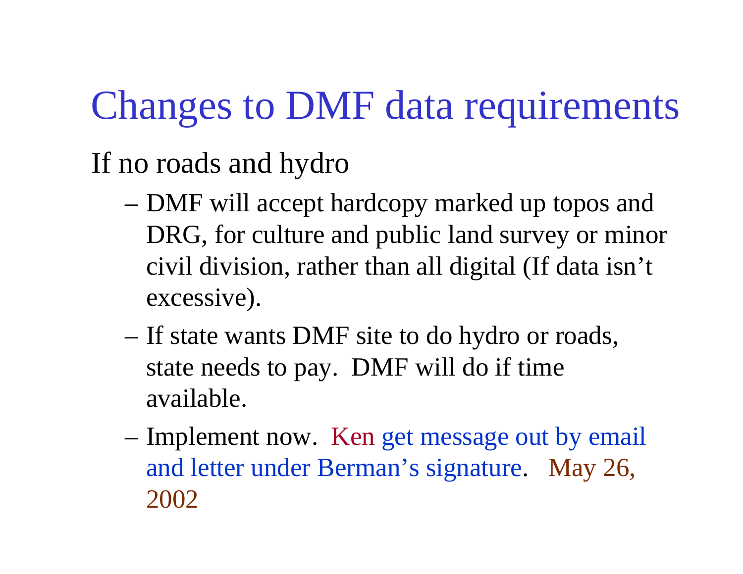# Changes to DMF data requirements

If no roads and hydro

- DMF will accept hardcopy marked up topos and DRG, for culture and public land survey or minor civil division, rather than all digital (If data isn't excessive).
- If state wants DMF site to do hydro or roads, state needs to pay. DMF will do if time available.
- Implement now. Ken get message out by email and letter under Berman's signature. May 26, 2002